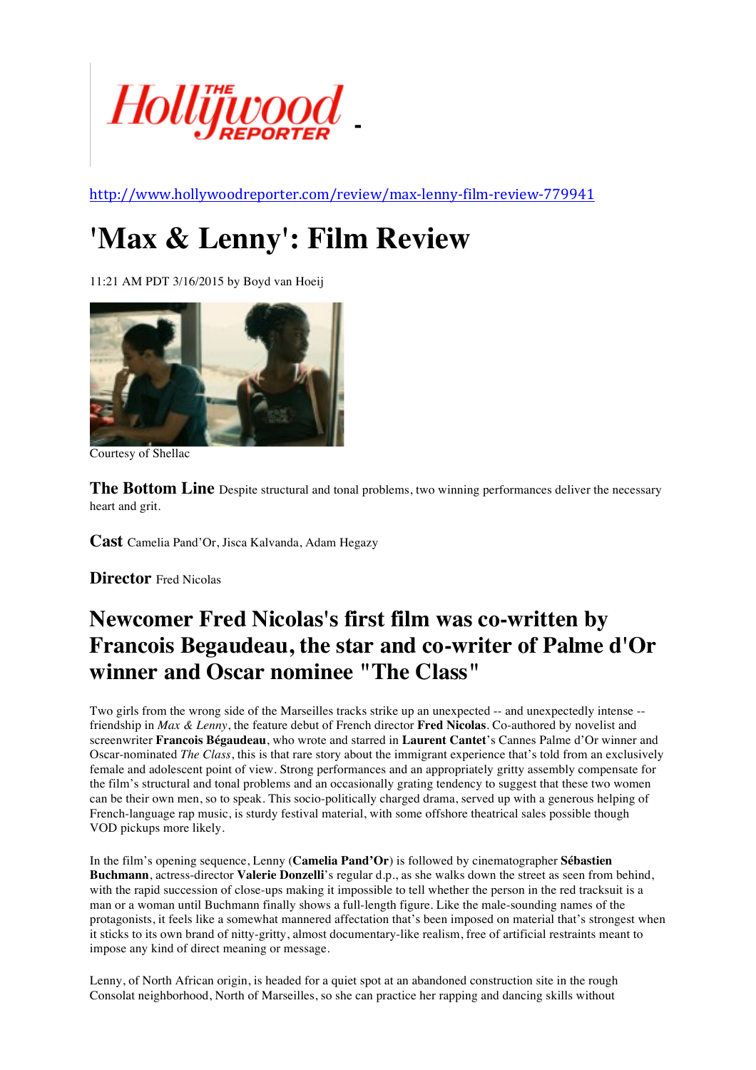http://www.hollywoodreporter.com/review/max-lenny-film-review-779941

# 'Max & Lenny': Film Review

11:21 AM PDT 3/16/2015 by Boyd van Hoeij

Courtesy of Shellac

**The Bottom Line** Despite structural and tonal problems, two winning performances deliver the necessary heart and grit.

**Cast** Camelia Pand'Or, Jisca Kalvanda, Adam Hegazy

**Director** Fred Nicolas

## Newcomer Fred Nicolas's first film was co-written by Francois Begaudeau, the star and co-writer of Palme d'Or winner and Oscar nominee "The Class"

Two girls from the wrong side of the Marseilles tracks strike up an unexpected -- and unexpectedly intense -- friendship in *Max & Lenny*, the feature debut of French director **Fred Nicolas**. Co-authored by novelist and screenwriter **Francois Bégaudeau**, who wrote and starred in **Laurent Cantet**'s Cannes Palme d'Or winner and Oscar-nominated *The Class*, this is that rare story about the immigrant experience that's told from an exclusively female and adolescent point of view. Strong performances and an appropriately gritty assembly compensate for the film's structural and tonal problems and an occasionally grating tendency to suggest that these two women can be their own men, so to speak. This socio-politically charged drama, served up with a generous helping of French-language rap music, is sturdy festival material, with some offshore theatrical sales possible though VOD pickups more likely.

In the film's opening sequence, Lenny (**Camelia Pand'Or**) is followed by cinematographer **Sébastien Buchmann**, actress-director **Valerie Donzelli**'s regular d.p., as she walks down the street as seen from behind, with the rapid succession of close-ups making it impossible to tell whether the person in the red tracksuit is a man or a woman until Buchmann finally shows a full-length figure. Like the male-sounding names of the protagonists, it feels like a somewhat mannered affectation that's been imposed on material that's strongest when it sticks to its own brand of nitty-gritty, almost documentary-like realism, free of artificial restraints meant to impose any kind of direct meaning or message.

Lenny, of North African origin, is headed for a quiet spot at an abandoned construction site in the rough Consolat neighborhood, North of Marseilles, so she can practice her rapping and dancing skills without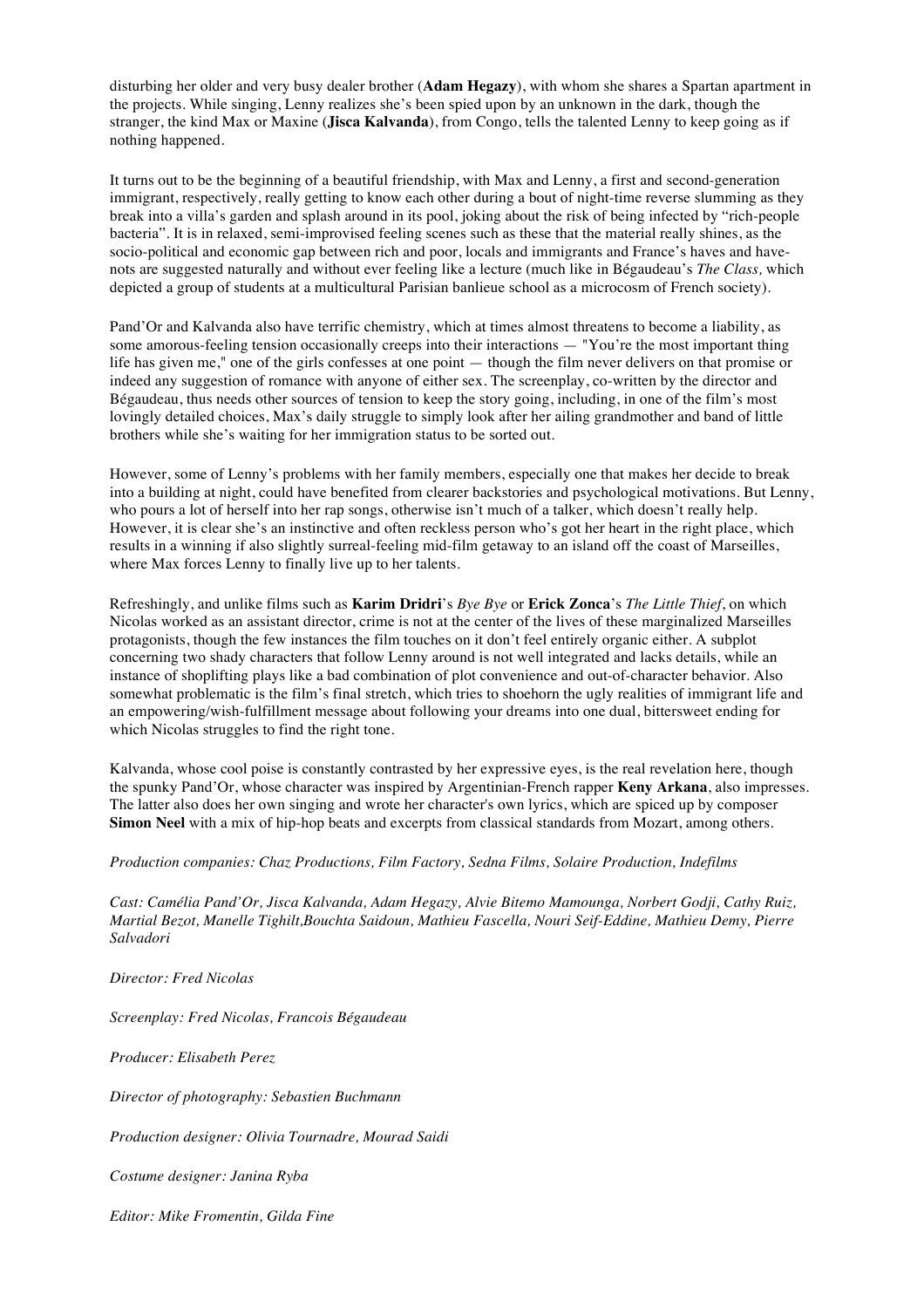disturbing her older and very busy dealer brother (**Adam Hegazy**), with whom she shares a Spartan apartment in the projects. While singing, Lenny realizes she's been spied upon by an unknown in the dark, though the stranger, the kind Max or Maxine (**Jisca Kalvanda**), from Congo, tells the talented Lenny to keep going as if nothing happened.

It turns out to be the beginning of a beautiful friendship, with Max and Lenny, a first and second-generation immigrant, respectively, really getting to know each other during a bout of night-time reverse slumming as they break into a villa's garden and splash around in its pool, joking about the risk of being infected by "rich-people bacteria". It is in relaxed, semi-improvised feeling scenes such as these that the material really shines, as the socio-political and economic gap between rich and poor, locals and immigrants and France's haves and have-nots are suggested naturally and without ever feeling like a lecture (much like in Bégaudeau's *The Class,* which depicted a group of students at a multicultural Parisian banlieue school as a microcosm of French society).

Pand'Or and Kalvanda also have terrific chemistry, which at times almost threatens to become a liability, as some amorous-feeling tension occasionally creeps into their interactions — "You're the most important thing life has given me," one of the girls confesses at one point — though the film never delivers on that promise or indeed any suggestion of romance with anyone of either sex. The screenplay, co-written by the director and Bégaudeau, thus needs other sources of tension to keep the story going, including, in one of the film's most lovingly detailed choices, Max's daily struggle to simply look after her ailing grandmother and band of little brothers while she's waiting for her immigration status to be sorted out.

However, some of Lenny's problems with her family members, especially one that makes her decide to break into a building at night, could have benefited from clearer backstories and psychological motivations. But Lenny, who pours a lot of herself into her rap songs, otherwise isn't much of a talker, which doesn't really help. However, it is clear she's an instinctive and often reckless person who's got her heart in the right place, which results in a winning if also slightly surreal-feeling mid-film getaway to an island off the coast of Marseilles, where Max forces Lenny to finally live up to her talents.

Refreshingly, and unlike films such as **Karim Dridri**'s *Bye Bye* or **Erick Zonca**'s *The Little Thief*, on which Nicolas worked as an assistant director, crime is not at the center of the lives of these marginalized Marseilles protagonists, though the few instances the film touches on it don't feel entirely organic either. A subplot concerning two shady characters that follow Lenny around is not well integrated and lacks details, while an instance of shoplifting plays like a bad combination of plot convenience and out-of-character behavior. Also somewhat problematic is the film's final stretch, which tries to shoehorn the ugly realities of immigrant life and an empowering/wish-fulfillment message about following your dreams into one dual, bittersweet ending for which Nicolas struggles to find the right tone.

Kalvanda, whose cool poise is constantly contrasted by her expressive eyes, is the real revelation here, though the spunky Pand'Or, whose character was inspired by Argentinian-French rapper **Keny Arkana**, also impresses. The latter also does her own singing and wrote her character's own lyrics, which are spiced up by composer **Simon Neel** with a mix of hip-hop beats and excerpts from classical standards from Mozart, among others.

*Production companies: Chaz Productions, Film Factory, Sedna Films, Solaire Production, Indefilms*

*Cast: Camélia Pand'Or, Jisca Kalvanda, Adam Hegazy, Alvie Bitemo Mamounga, Norbert Godji, Cathy Ruiz, Martial Bezot, Manelle Tighilt,Bouchta Saidoun, Mathieu Fascella, Nouri Seif-Eddine, Mathieu Demy, Pierre Salvadori*

*Director: Fred Nicolas*

*Screenplay: Fred Nicolas, Francois Bégaudeau*

*Producer: Elisabeth Perez*

*Director of photography: Sebastien Buchmann*

*Production designer: Olivia Tournadre, Mourad Saidi*

*Costume designer: Janina Ryba*

*Editor: Mike Fromentin, Gilda Fine*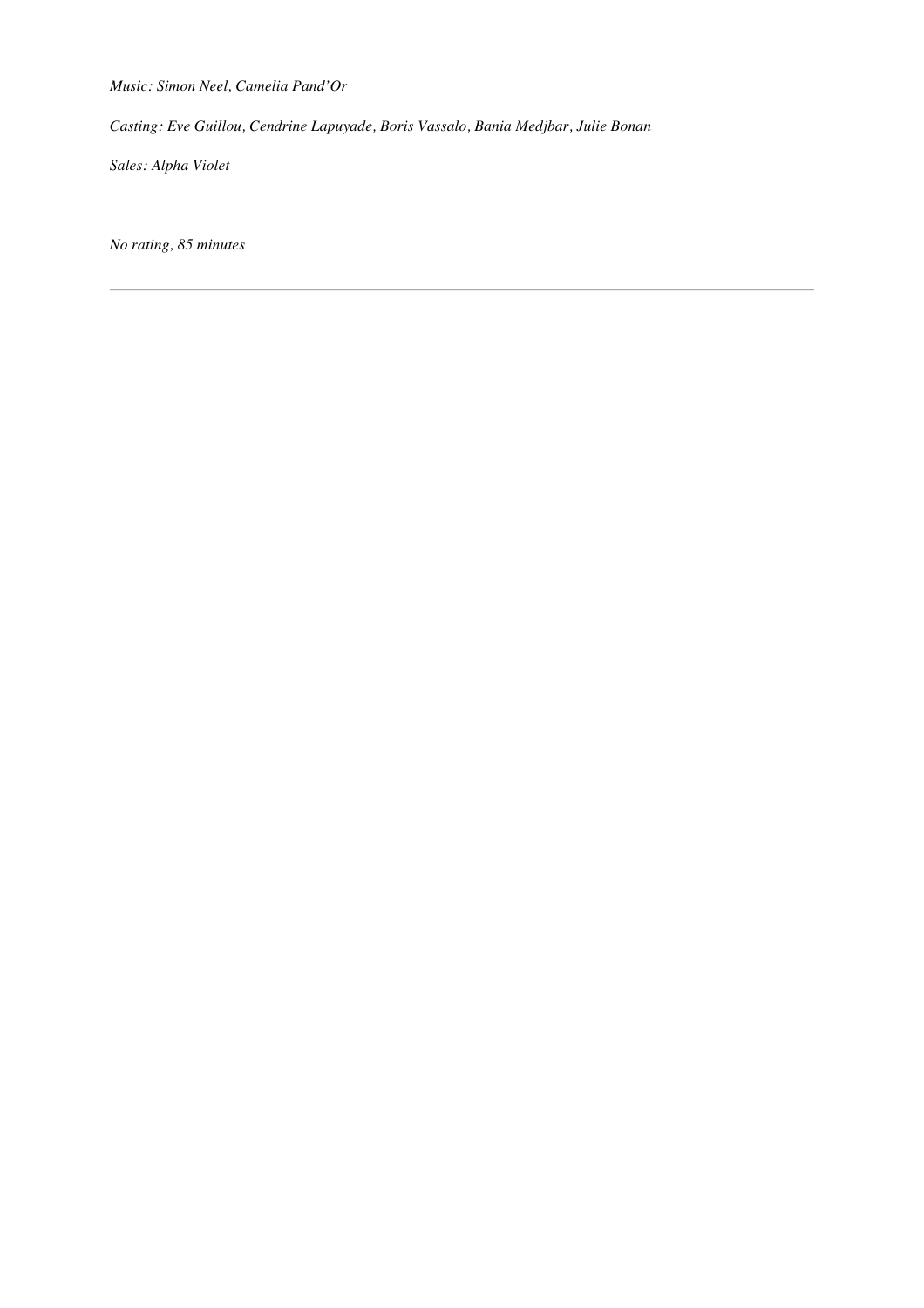*Music: Simon Neel, Camelia Pand'Or*

*Casting: Eve Guillou, Cendrine Lapuyade, Boris Vassalo, Bania Medjbar, Julie Bonan*

*Sales: Alpha Violet*

*No rating, 85 minutes*

---